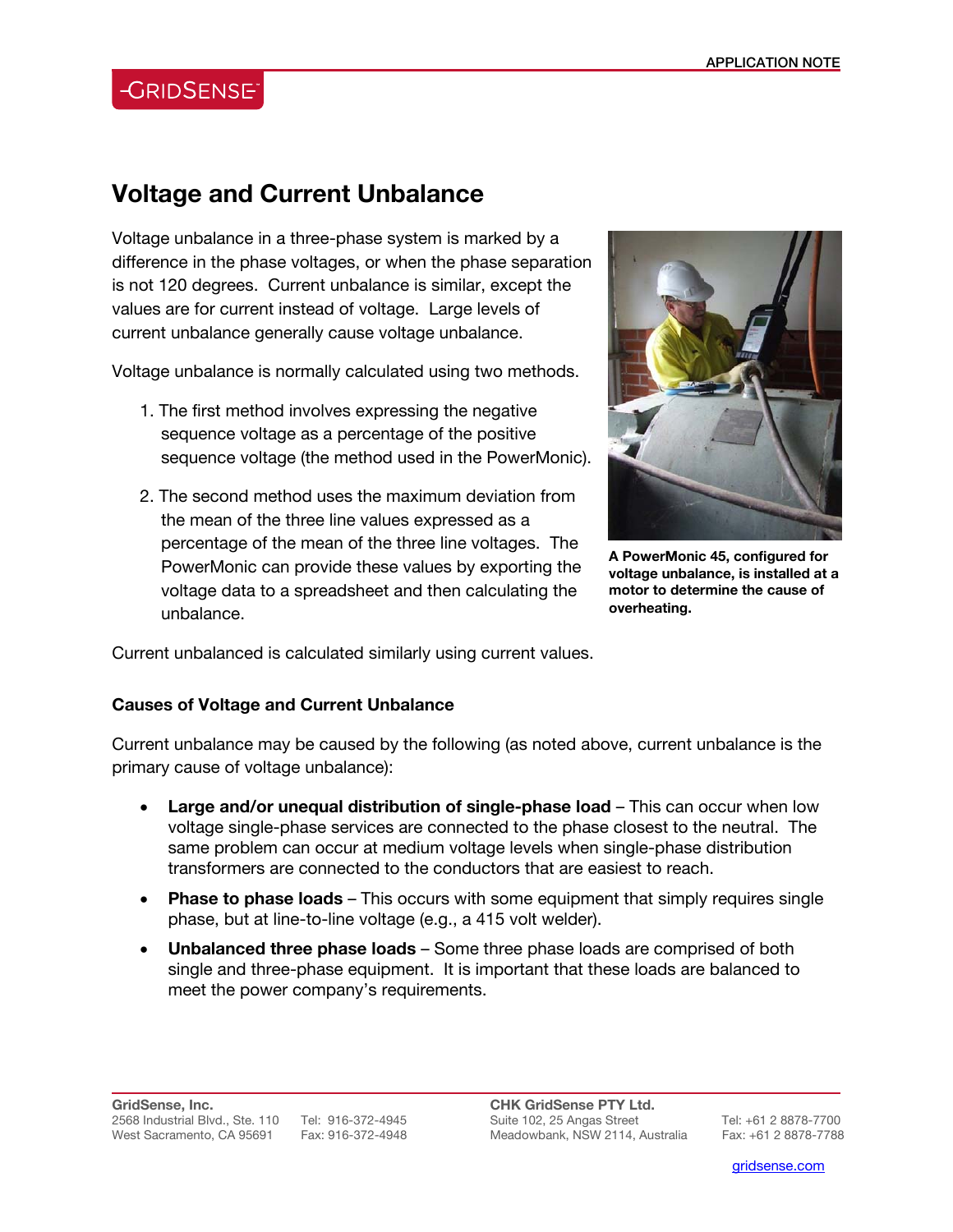# Voltage and Current Unbalance

Voltage unbalance in a three-phase system is marked by a difference in the phase voltages, or when the phase separation is not 120 degrees. Current unbalance is similar, except the values are for current instead of voltage. Large levels of current unbalance generally cause voltage unbalance.

Voltage unbalance is normally calculated using two methods.

1. The first method involves expressing the negative sequence voltage as a percentage of the positive sequence voltage (the method used in the PowerMonic).
2. The second method uses the maximum deviation from the mean of the three line values expressed as a percentage of the mean of the three line voltages. The PowerMonic can provide these values by exporting the voltage data to a spreadsheet and then calculating the unbalance.

**A PowerMonic 45, configured for voltage unbalance, is installed at a motor to determine the cause of overheating.**

Current unbalanced is calculated similarly using current values.

### Causes of Voltage and Current Unbalance

Current unbalance may be caused by the following (as noted above, current unbalance is the primary cause of voltage unbalance):

- **Large and/or unequal distribution of single-phase load** – This can occur when low voltage single-phase services are connected to the phase closest to the neutral. The same problem can occur at medium voltage levels when single-phase distribution transformers are connected to the conductors that are easiest to reach.
- **Phase to phase loads** – This occurs with some equipment that simply requires single phase, but at line-to-line voltage (e.g., a 415 volt welder).
- **Unbalanced three phase loads** – Some three phase loads are comprised of both single and three-phase equipment. It is important that these loads are balanced to meet the power company's requirements.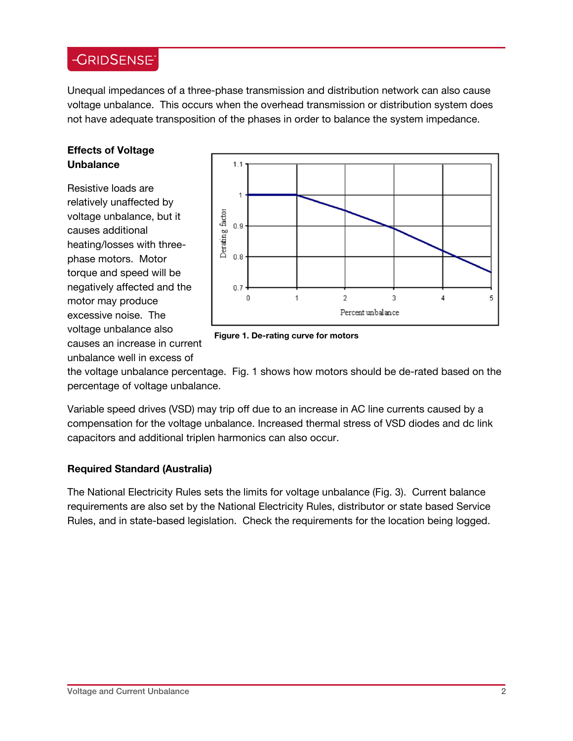Unequal impedances of a three-phase transmission and distribution network can also cause voltage unbalance. This occurs when the overhead transmission or distribution system does not have adequate transposition of the phases in order to balance the system impedance.

### Effects of Voltage Unbalance

Resistive loads are relatively unaffected by voltage unbalance, but it causes additional heating/losses with three-phase motors. Motor torque and speed will be negatively affected and the motor may produce excessive noise. The voltage unbalance also causes an increase in current unbalance well in excess of the voltage unbalance percentage. Fig. 1 shows how motors should be de-rated based on the percentage of voltage unbalance.

Derating factor

1.1

1

0.9

0.8

0.7

0 1 2 3 4 5

Percent unbalance

**Figure 1. De-rating curve for motors**

Variable speed drives (VSD) may trip off due to an increase in AC line currents caused by a compensation for the voltage unbalance. Increased thermal stress of VSD diodes and dc link capacitors and additional triplen harmonics can also occur.

### Required Standard (Australia)

The National Electricity Rules sets the limits for voltage unbalance (Fig. 3). Current balance requirements are also set by the National Electricity Rules, distributor or state based Service Rules, and in state-based legislation. Check the requirements for the location being logged.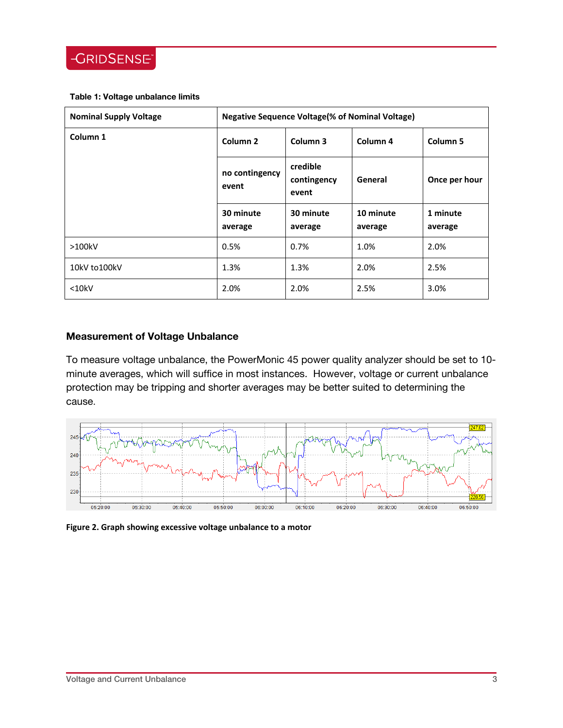**Table 1: Voltage unbalance limits**

| Nominal Supply Voltage | Negative Sequence Voltage(% of Nominal Voltage) | | | |
|---|---|---|---|---|
| **Column 1** | **Column 2** | **Column 3** | **Column 4** | **Column 5** |
| | **no contingency event** | **credible contingency event** | **General** | **Once per hour** |
| | **30 minute average** | **30 minute average** | **10 minute average** | **1 minute average** |
| >100kV | 0.5% | 0.7% | 1.0% | 2.0% |
| 10kV to100kV | 1.3% | 1.3% | 2.0% | 2.5% |
| <10kV | 2.0% | 2.0% | 2.5% | 3.0% |

### Measurement of Voltage Unbalance

To measure voltage unbalance, the PowerMonic 45 power quality analyzer should be set to 10-minute averages, which will suffice in most instances. However, voltage or current unbalance protection may be tripping and shorter averages may be better suited to determining the cause.

245
240
235
230
247.62
228.56
05:20:00
05:30:00
05:40:00
05:50:00
06:00:00
06:10:00
06:20:00
06:30:00
06:40:00
06:50:00

**Figure 2. Graph showing excessive voltage unbalance to a motor**